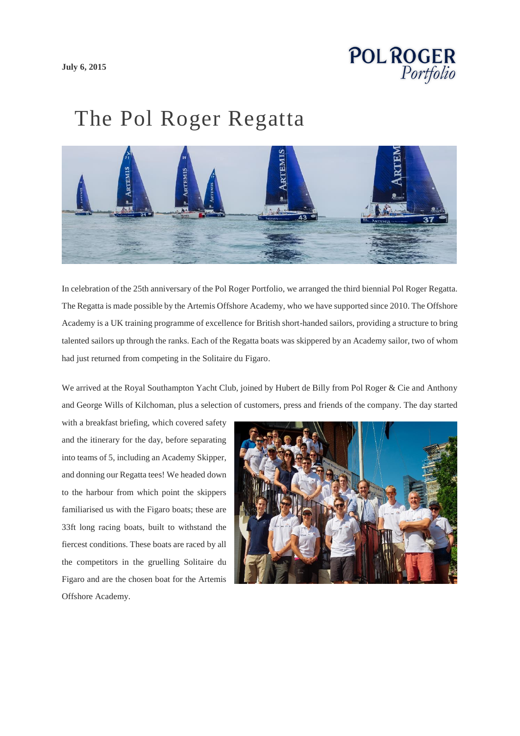**July 6, 2015**

# The Pol Roger Regatta

In celebration of the 25th anniversary of the Pol Roger Portfolio, we arranged the third biennial Pol Roger Regatta. The Regatta is made possible by the Artemis Offshore Academy, who we have supported since 2010. The Offshore Academy is a UK training programme of excellence for British short-handed sailors, providing a structure to bring talented sailors up through the ranks. Each of the Regatta boats was skippered by an Academy sailor, two of whom had just returned from competing in the Solitaire du Figaro.

We arrived at the Royal Southampton Yacht Club, joined by Hubert de Billy from Pol Roger & Cie and Anthony and George Wills of Kilchoman, plus a selection of customers, press and friends of the company. The day started with a breakfast briefing, which covered safety and the itinerary for the day, before separating into teams of 5, including an Academy Skipper, and donning our Regatta tees! We headed down to the harbour from which point the skippers familiarised us with the Figaro boats; these are 33ft long racing boats, built to withstand the fiercest conditions. These boats are raced by all the competitors in the gruelling Solitaire du Figaro and are the chosen boat for the Artemis Offshore Academy.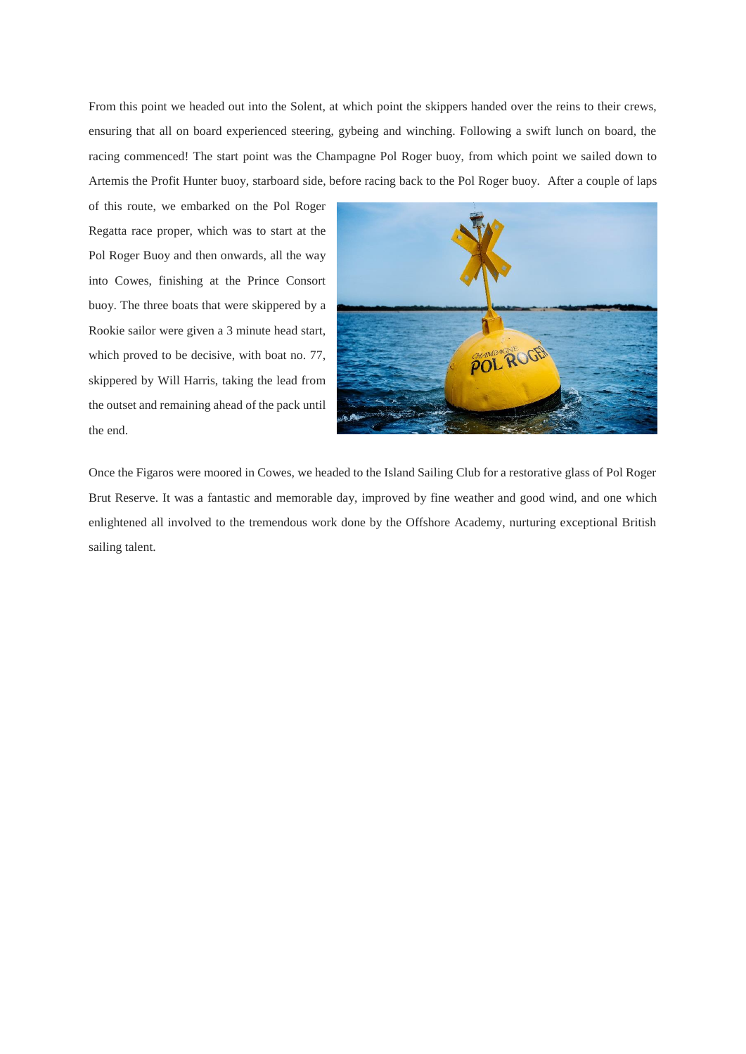From this point we headed out into the Solent, at which point the skippers handed over the reins to their crews, ensuring that all on board experienced steering, gybeing and winching. Following a swift lunch on board, the racing commenced! The start point was the Champagne Pol Roger buoy, from which point we sailed down to Artemis the Profit Hunter buoy, starboard side, before racing back to the Pol Roger buoy. After a couple of laps of this route, we embarked on the Pol Roger Regatta race proper, which was to start at the Pol Roger Buoy and then onwards, all the way into Cowes, finishing at the Prince Consort buoy. The three boats that were skippered by a Rookie sailor were given a 3 minute head start, which proved to be decisive, with boat no. 77, skippered by Will Harris, taking the lead from the outset and remaining ahead of the pack until the end.

Once the Figaros were moored in Cowes, we headed to the Island Sailing Club for a restorative glass of Pol Roger Brut Reserve. It was a fantastic and memorable day, improved by fine weather and good wind, and one which enlightened all involved to the tremendous work done by the Offshore Academy, nurturing exceptional British sailing talent.